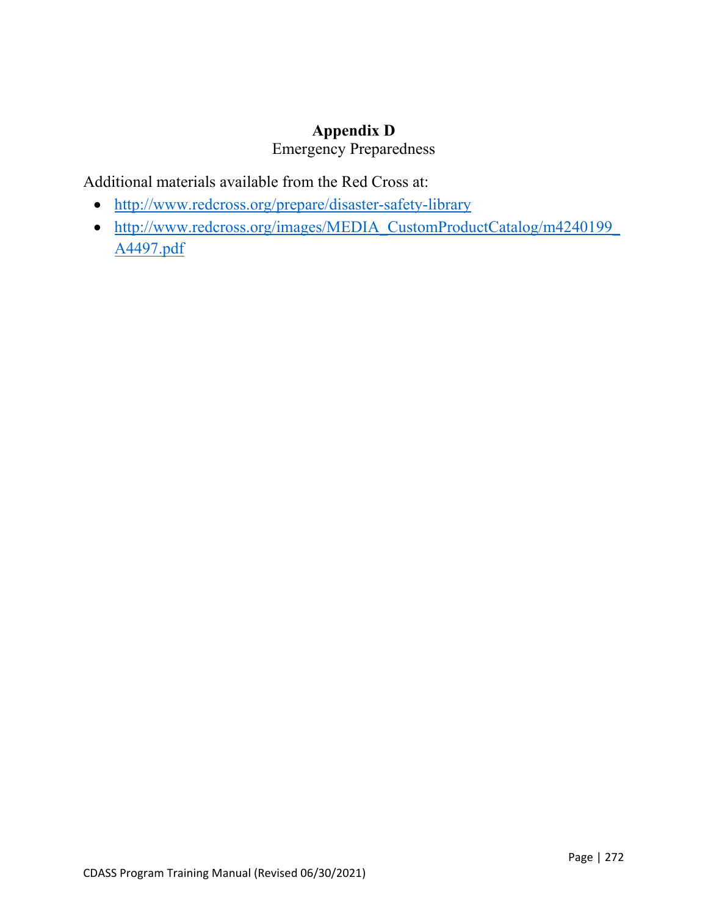# Appendix D

## Emergency Preparedness

Additional materials available from the Red Cross at:

- http://www.redcross.org/prepare/disaster-safety-library
- http://www.redcross.org/images/MEDIA_CustomProductCatalog/m4240199_A4497.pdf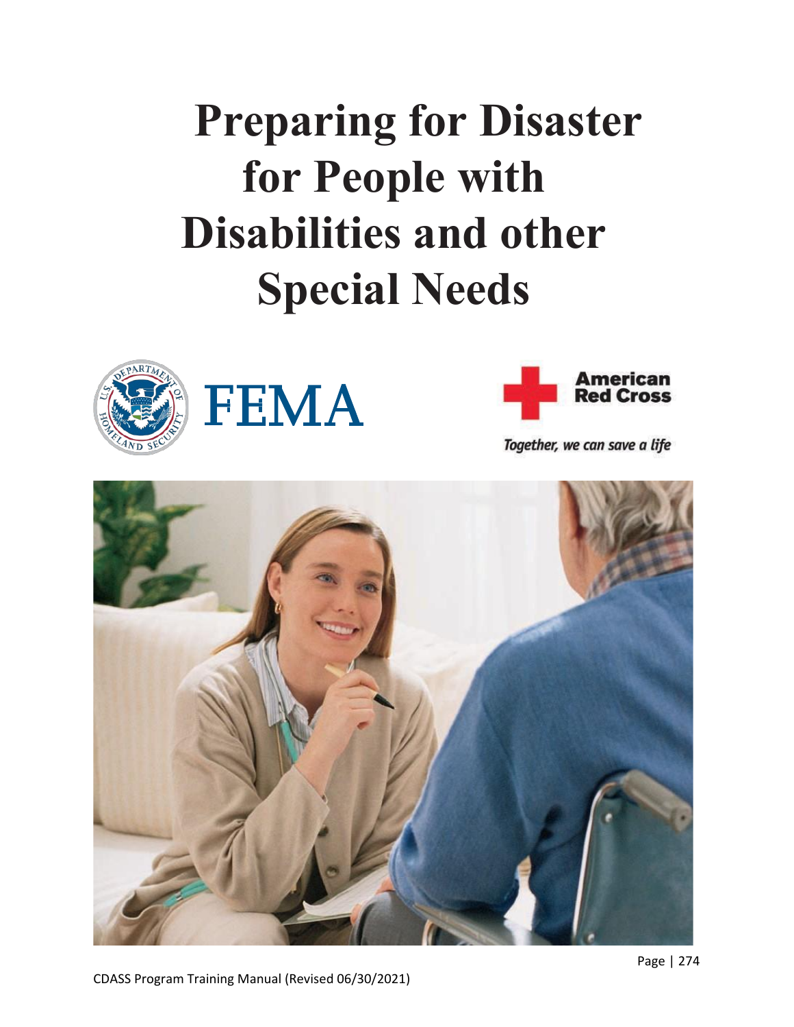# Preparing for Disaster for People with Disabilities and other Special Needs

FEMA

American Red Cross

*Together, we can save a life*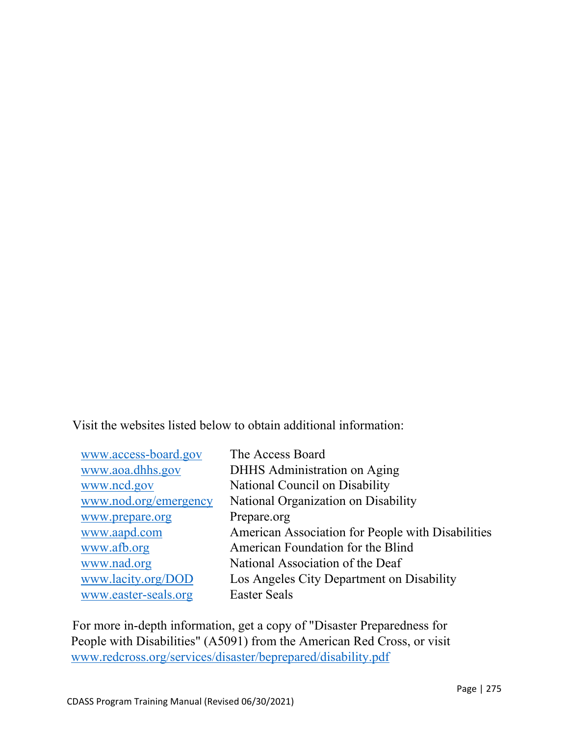Visit the websites listed below to obtain additional information:

| | |
|---|---|
| www.access-board.gov | The Access Board |
| www.aoa.dhhs.gov | DHHS Administration on Aging |
| www.ncd.gov | National Council on Disability |
| www.nod.org/emergency | National Organization on Disability |
| www.prepare.org | Prepare.org |
| www.aapd.com | American Association for People with Disabilities |
| www.afb.org | American Foundation for the Blind |
| www.nad.org | National Association of the Deaf |
| www.lacity.org/DOD | Los Angeles City Department on Disability |
| www.easter-seals.org | Easter Seals |

For more in-depth information, get a copy of "Disaster Preparedness for People with Disabilities" (A5091) from the American Red Cross, or visit www.redcross.org/services/disaster/beprepared/disability.pdf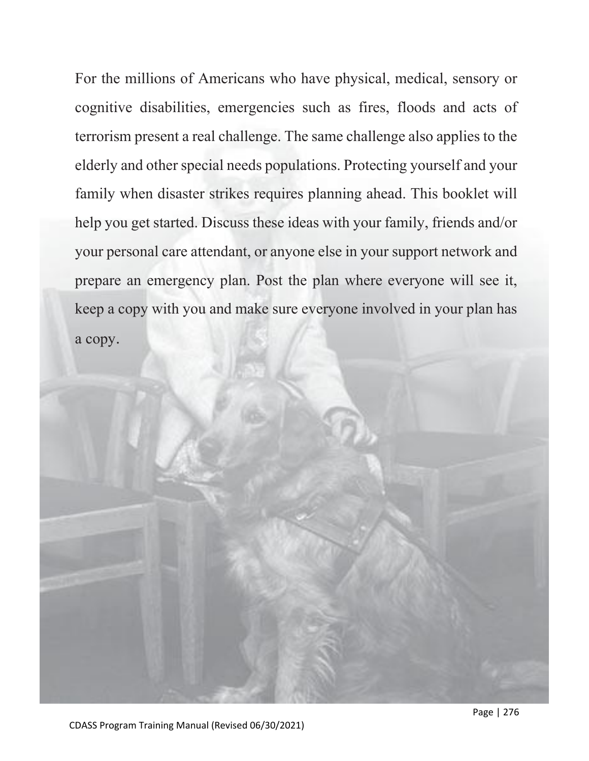For the millions of Americans who have physical, medical, sensory or cognitive disabilities, emergencies such as fires, floods and acts of terrorism present a real challenge. The same challenge also applies to the elderly and other special needs populations. Protecting yourself and your family when disaster strikes requires planning ahead. This booklet will help you get started. Discuss these ideas with your family, friends and/or your personal care attendant, or anyone else in your support network and prepare an emergency plan. Post the plan where everyone will see it, keep a copy with you and make sure everyone involved in your plan has a copy.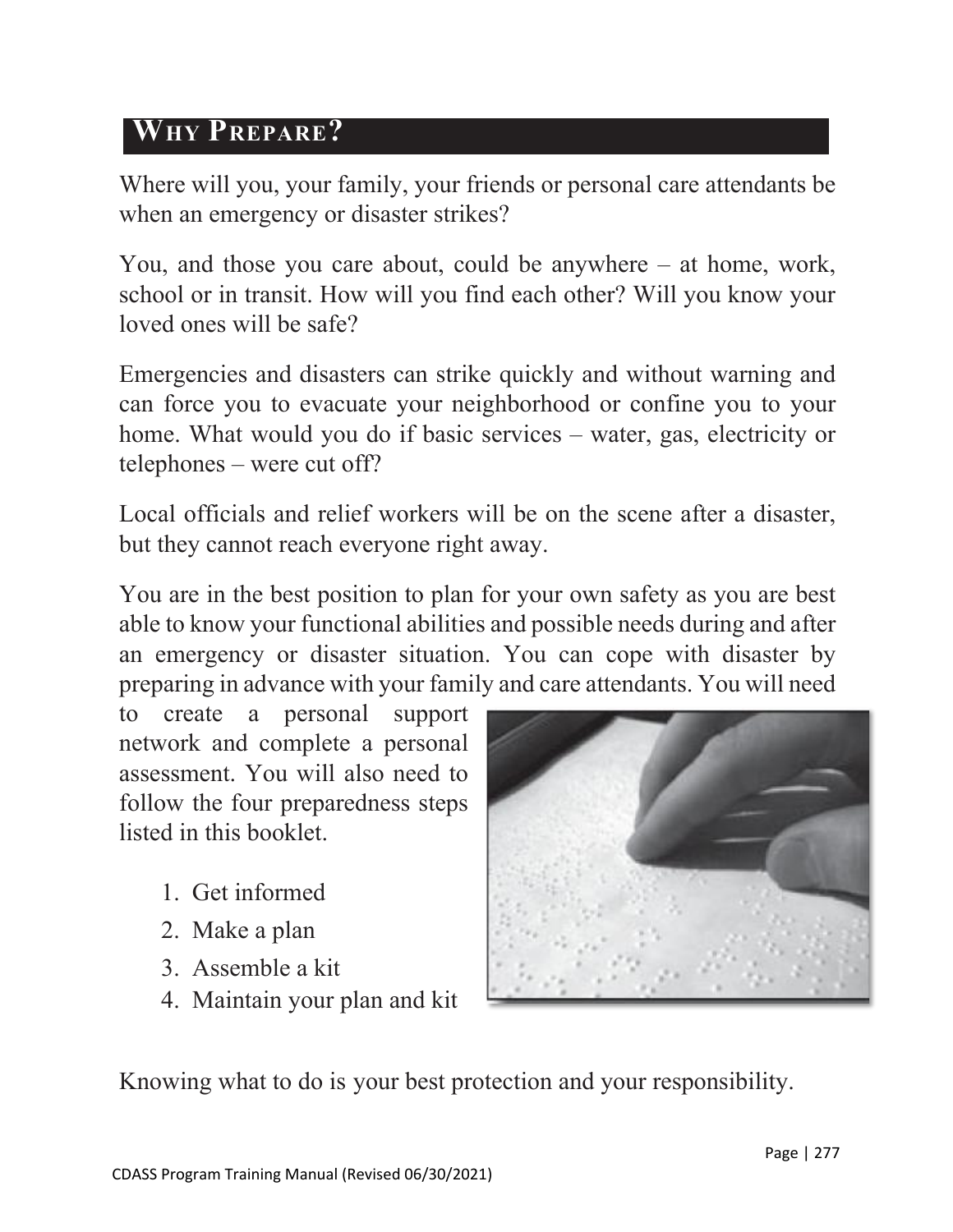## Why Prepare?

Where will you, your family, your friends or personal care attendants be when an emergency or disaster strikes?

You, and those you care about, could be anywhere – at home, work, school or in transit. How will you find each other? Will you know your loved ones will be safe?

Emergencies and disasters can strike quickly and without warning and can force you to evacuate your neighborhood or confine you to your home. What would you do if basic services – water, gas, electricity or telephones – were cut off?

Local officials and relief workers will be on the scene after a disaster, but they cannot reach everyone right away.

You are in the best position to plan for your own safety as you are best able to know your functional abilities and possible needs during and after an emergency or disaster situation. You can cope with disaster by preparing in advance with your family and care attendants. You will need to create a personal support network and complete a personal assessment. You will also need to follow the four preparedness steps listed in this booklet.

1. Get informed
2. Make a plan
3. Assemble a kit
4. Maintain your plan and kit

Knowing what to do is your best protection and your responsibility.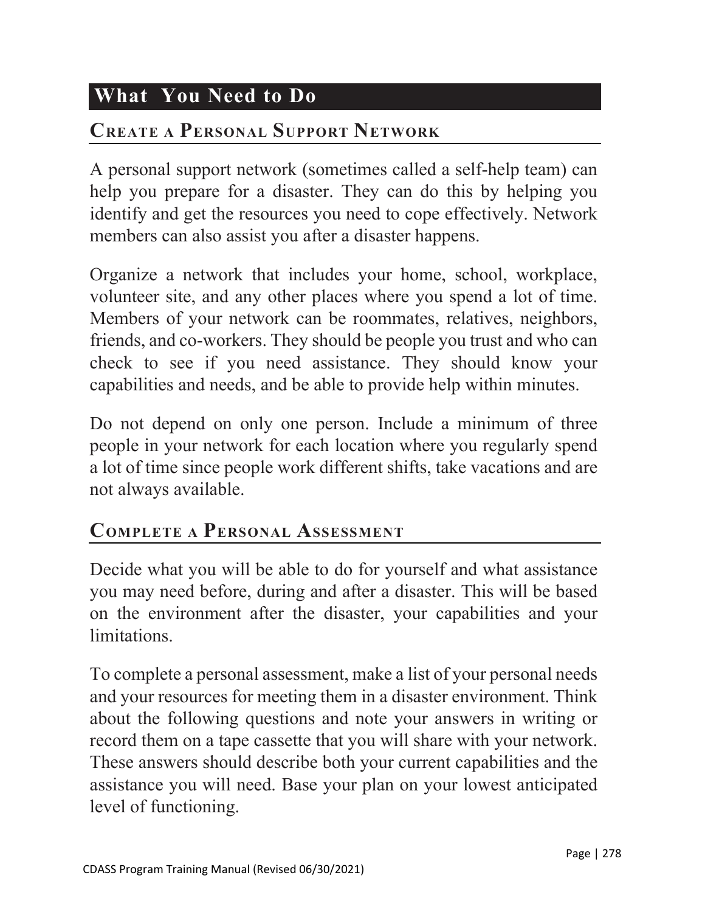## What You Need to Do

### Create a Personal Support Network

A personal support network (sometimes called a self-help team) can help you prepare for a disaster. They can do this by helping you identify and get the resources you need to cope effectively. Network members can also assist you after a disaster happens.

Organize a network that includes your home, school, workplace, volunteer site, and any other places where you spend a lot of time. Members of your network can be roommates, relatives, neighbors, friends, and co-workers. They should be people you trust and who can check to see if you need assistance. They should know your capabilities and needs, and be able to provide help within minutes.

Do not depend on only one person. Include a minimum of three people in your network for each location where you regularly spend a lot of time since people work different shifts, take vacations and are not always available.

### Complete a Personal Assessment

Decide what you will be able to do for yourself and what assistance you may need before, during and after a disaster. This will be based on the environment after the disaster, your capabilities and your limitations.

To complete a personal assessment, make a list of your personal needs and your resources for meeting them in a disaster environment. Think about the following questions and note your answers in writing or record them on a tape cassette that you will share with your network. These answers should describe both your current capabilities and the assistance you will need. Base your plan on your lowest anticipated level of functioning.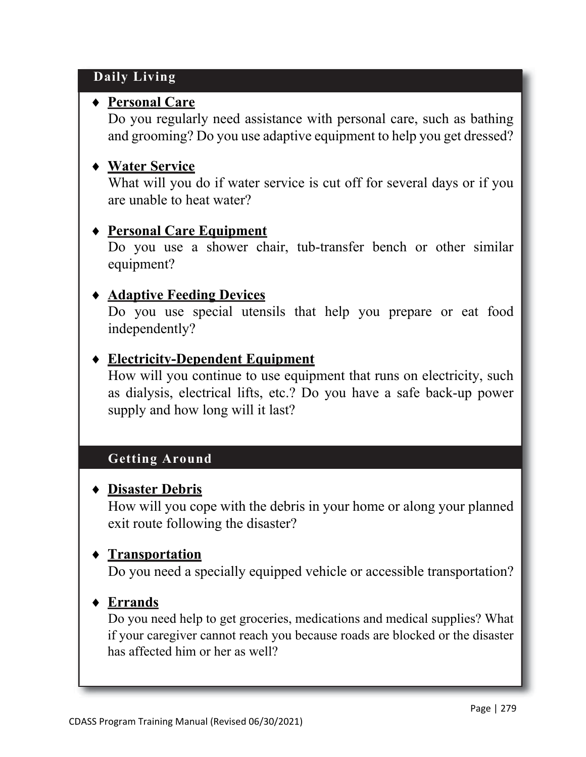## Daily Living

- **Personal Care**
  Do you regularly need assistance with personal care, such as bathing and grooming? Do you use adaptive equipment to help you get dressed?

- **Water Service**
  What will you do if water service is cut off for several days or if you are unable to heat water?

- **Personal Care Equipment**
  Do you use a shower chair, tub-transfer bench or other similar equipment?

- **Adaptive Feeding Devices**
  Do you use special utensils that help you prepare or eat food independently?

- **Electricity-Dependent Equipment**
  How will you continue to use equipment that runs on electricity, such as dialysis, electrical lifts, etc.? Do you have a safe back-up power supply and how long will it last?

## Getting Around

- **Disaster Debris**
  How will you cope with the debris in your home or along your planned exit route following the disaster?

- **Transportation**
  Do you need a specially equipped vehicle or accessible transportation?

- **Errands**
  Do you need help to get groceries, medications and medical supplies? What if your caregiver cannot reach you because roads are blocked or the disaster has affected him or her as well?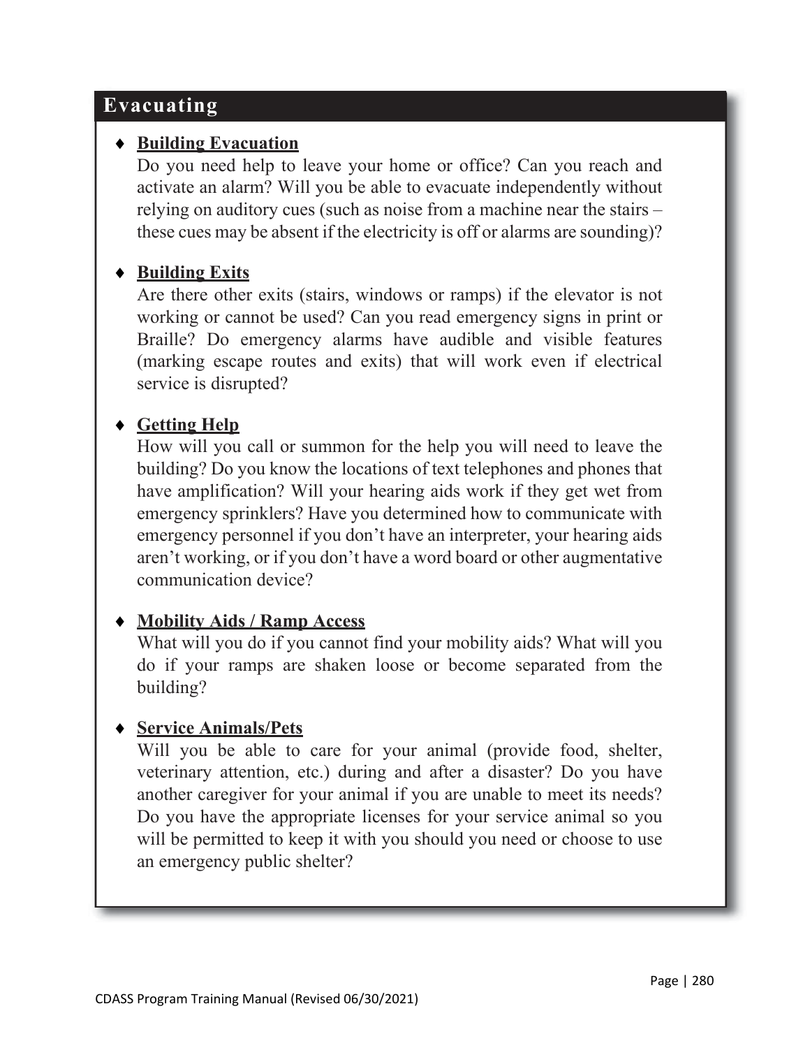## Evacuating

- **Building Evacuation**
  Do you need help to leave your home or office? Can you reach and activate an alarm? Will you be able to evacuate independently without relying on auditory cues (such as noise from a machine near the stairs – these cues may be absent if the electricity is off or alarms are sounding)?

- **Building Exits**
  Are there other exits (stairs, windows or ramps) if the elevator is not working or cannot be used? Can you read emergency signs in print or Braille? Do emergency alarms have audible and visible features (marking escape routes and exits) that will work even if electrical service is disrupted?

- **Getting Help**
  How will you call or summon for the help you will need to leave the building? Do you know the locations of text telephones and phones that have amplification? Will your hearing aids work if they get wet from emergency sprinklers? Have you determined how to communicate with emergency personnel if you don't have an interpreter, your hearing aids aren't working, or if you don't have a word board or other augmentative communication device?

- **Mobility Aids / Ramp Access**
  What will you do if you cannot find your mobility aids? What will you do if your ramps are shaken loose or become separated from the building?

- **Service Animals/Pets**
  Will you be able to care for your animal (provide food, shelter, veterinary attention, etc.) during and after a disaster? Do you have another caregiver for your animal if you are unable to meet its needs? Do you have the appropriate licenses for your service animal so you will be permitted to keep it with you should you need or choose to use an emergency public shelter?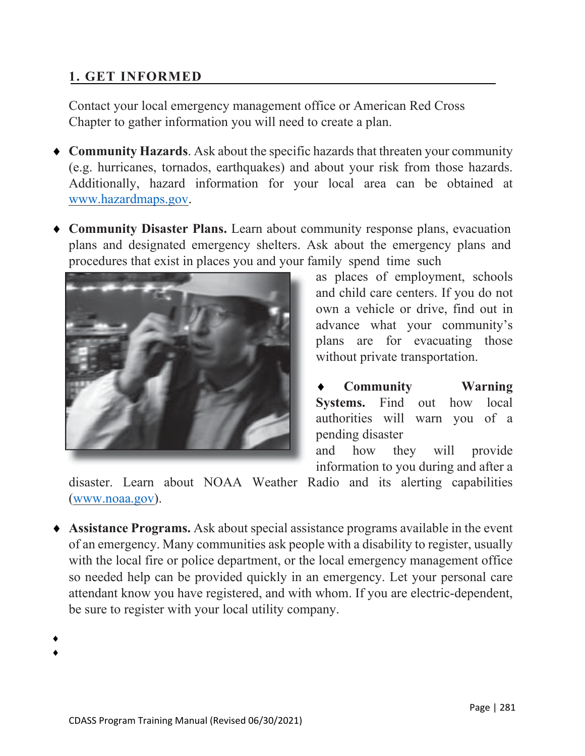## 1. GET INFORMED

Contact your local emergency management office or American Red Cross Chapter to gather information you will need to create a plan.

- **Community Hazards**. Ask about the specific hazards that threaten your community (e.g. hurricanes, tornados, earthquakes) and about your risk from those hazards. Additionally, hazard information for your local area can be obtained at www.hazardmaps.gov.

- **Community Disaster Plans.** Learn about community response plans, evacuation plans and designated emergency shelters. Ask about the emergency plans and procedures that exist in places you and your family spend time such as places of employment, schools and child care centers. If you do not own a vehicle or drive, find out in advance what your community's plans are for evacuating those without private transportation.

- **Community Warning Systems.** Find out how local authorities will warn you of a pending disaster and how they will provide information to you during and after a disaster. Learn about NOAA Weather Radio and its alerting capabilities (www.noaa.gov).

- **Assistance Programs.** Ask about special assistance programs available in the event of an emergency. Many communities ask people with a disability to register, usually with the local fire or police department, or the local emergency management office so needed help can be provided quickly in an emergency. Let your personal care attendant know you have registered, and with whom. If you are electric-dependent, be sure to register with your local utility company.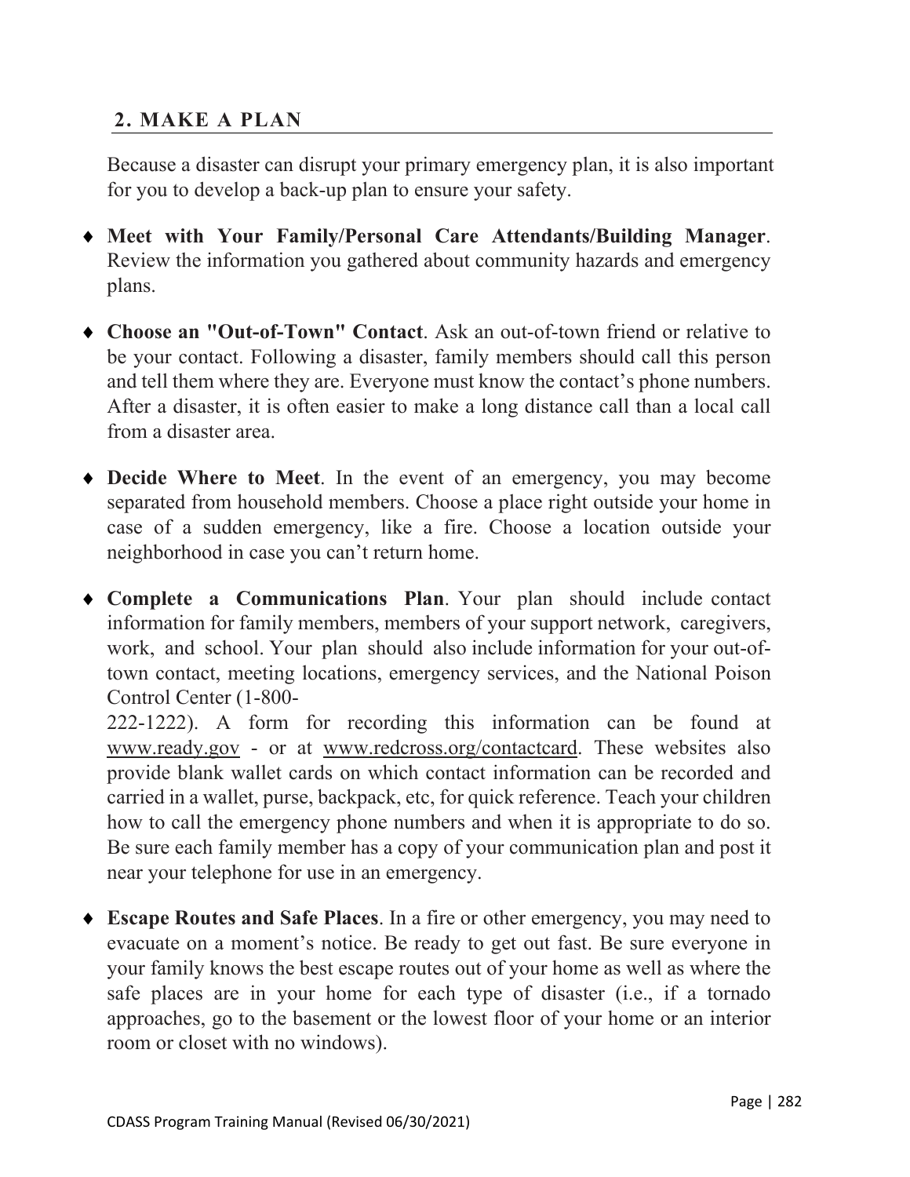## 2. MAKE A PLAN

Because a disaster can disrupt your primary emergency plan, it is also important for you to develop a back-up plan to ensure your safety.

- **Meet with Your Family/Personal Care Attendants/Building Manager**. Review the information you gathered about community hazards and emergency plans.

- **Choose an "Out-of-Town" Contact**. Ask an out-of-town friend or relative to be your contact. Following a disaster, family members should call this person and tell them where they are. Everyone must know the contact's phone numbers. After a disaster, it is often easier to make a long distance call than a local call from a disaster area.

- **Decide Where to Meet**. In the event of an emergency, you may become separated from household members. Choose a place right outside your home in case of a sudden emergency, like a fire. Choose a location outside your neighborhood in case you can't return home.

- **Complete a Communications Plan**. Your plan should include contact information for family members, members of your support network, caregivers, work, and school. Your plan should also include information for your out-of-town contact, meeting locations, emergency services, and the National Poison Control Center (1-800-222-1222). A form for recording this information can be found at www.ready.gov - or at www.redcross.org/contactcard. These websites also provide blank wallet cards on which contact information can be recorded and carried in a wallet, purse, backpack, etc, for quick reference. Teach your children how to call the emergency phone numbers and when it is appropriate to do so. Be sure each family member has a copy of your communication plan and post it near your telephone for use in an emergency.

- **Escape Routes and Safe Places**. In a fire or other emergency, you may need to evacuate on a moment's notice. Be ready to get out fast. Be sure everyone in your family knows the best escape routes out of your home as well as where the safe places are in your home for each type of disaster (i.e., if a tornado approaches, go to the basement or the lowest floor of your home or an interior room or closet with no windows).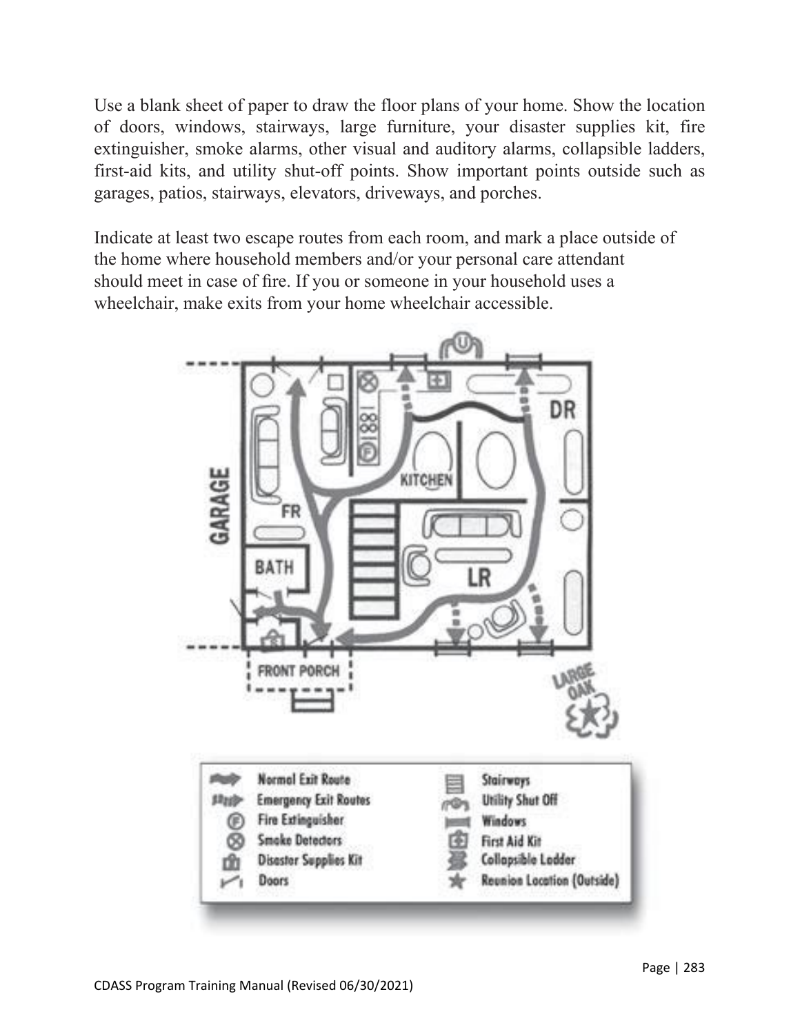Use a blank sheet of paper to draw the floor plans of your home. Show the location of doors, windows, stairways, large furniture, your disaster supplies kit, fire extinguisher, smoke alarms, other visual and auditory alarms, collapsible ladders, first-aid kits, and utility shut-off points. Show important points outside such as garages, patios, stairways, elevators, driveways, and porches.

Indicate at least two escape routes from each room, and mark a place outside of the home where household members and/or your personal care attendant should meet in case of fire. If you or someone in your household uses a wheelchair, make exits from your home wheelchair accessible.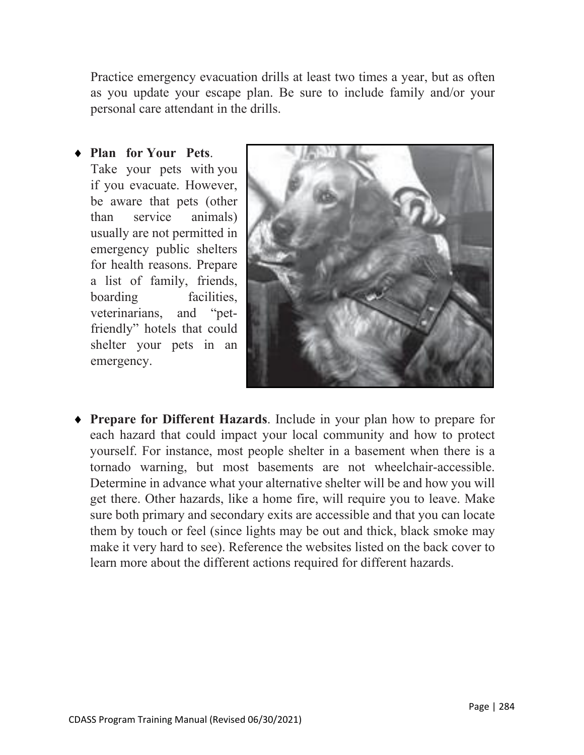Practice emergency evacuation drills at least two times a year, but as often as you update your escape plan. Be sure to include family and/or your personal care attendant in the drills.

- **Plan for Your Pets**. Take your pets with you if you evacuate. However, be aware that pets (other than service animals) usually are not permitted in emergency public shelters for health reasons. Prepare a list of family, friends, boarding facilities, veterinarians, and "pet-friendly" hotels that could shelter your pets in an emergency.

- **Prepare for Different Hazards**. Include in your plan how to prepare for each hazard that could impact your local community and how to protect yourself. For instance, most people shelter in a basement when there is a tornado warning, but most basements are not wheelchair-accessible. Determine in advance what your alternative shelter will be and how you will get there. Other hazards, like a home fire, will require you to leave. Make sure both primary and secondary exits are accessible and that you can locate them by touch or feel (since lights may be out and thick, black smoke may make it very hard to see). Reference the websites listed on the back cover to learn more about the different actions required for different hazards.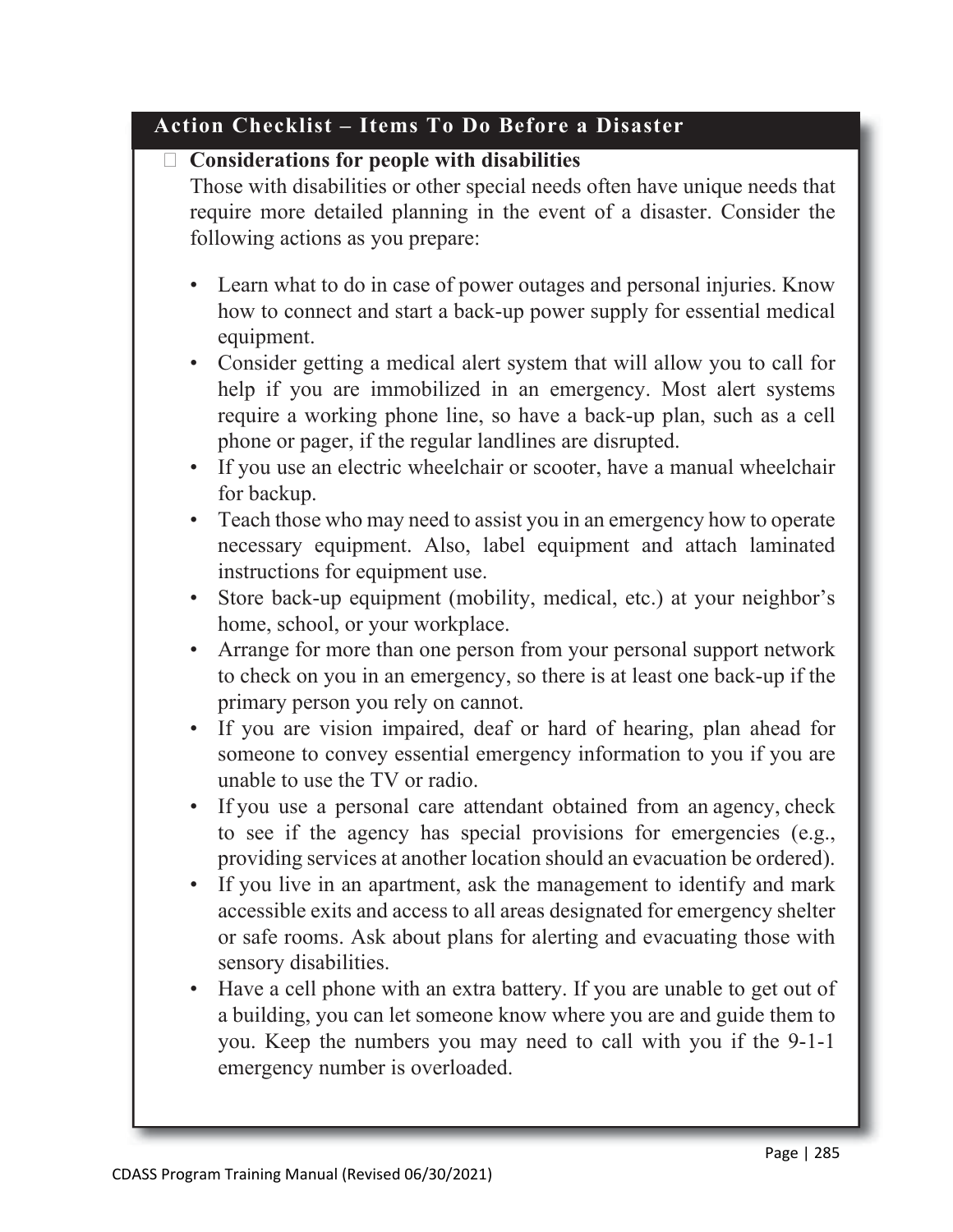## Action Checklist – Items To Do Before a Disaster

- [ ] **Considerations for people with disabilities**

Those with disabilities or other special needs often have unique needs that require more detailed planning in the event of a disaster. Consider the following actions as you prepare:

- Learn what to do in case of power outages and personal injuries. Know how to connect and start a back-up power supply for essential medical equipment.
- Consider getting a medical alert system that will allow you to call for help if you are immobilized in an emergency. Most alert systems require a working phone line, so have a back-up plan, such as a cell phone or pager, if the regular landlines are disrupted.
- If you use an electric wheelchair or scooter, have a manual wheelchair for backup.
- Teach those who may need to assist you in an emergency how to operate necessary equipment. Also, label equipment and attach laminated instructions for equipment use.
- Store back-up equipment (mobility, medical, etc.) at your neighbor's home, school, or your workplace.
- Arrange for more than one person from your personal support network to check on you in an emergency, so there is at least one back-up if the primary person you rely on cannot.
- If you are vision impaired, deaf or hard of hearing, plan ahead for someone to convey essential emergency information to you if you are unable to use the TV or radio.
- If you use a personal care attendant obtained from an agency, check to see if the agency has special provisions for emergencies (e.g., providing services at another location should an evacuation be ordered).
- If you live in an apartment, ask the management to identify and mark accessible exits and access to all areas designated for emergency shelter or safe rooms. Ask about plans for alerting and evacuating those with sensory disabilities.
- Have a cell phone with an extra battery. If you are unable to get out of a building, you can let someone know where you are and guide them to you. Keep the numbers you may need to call with you if the 9-1-1 emergency number is overloaded.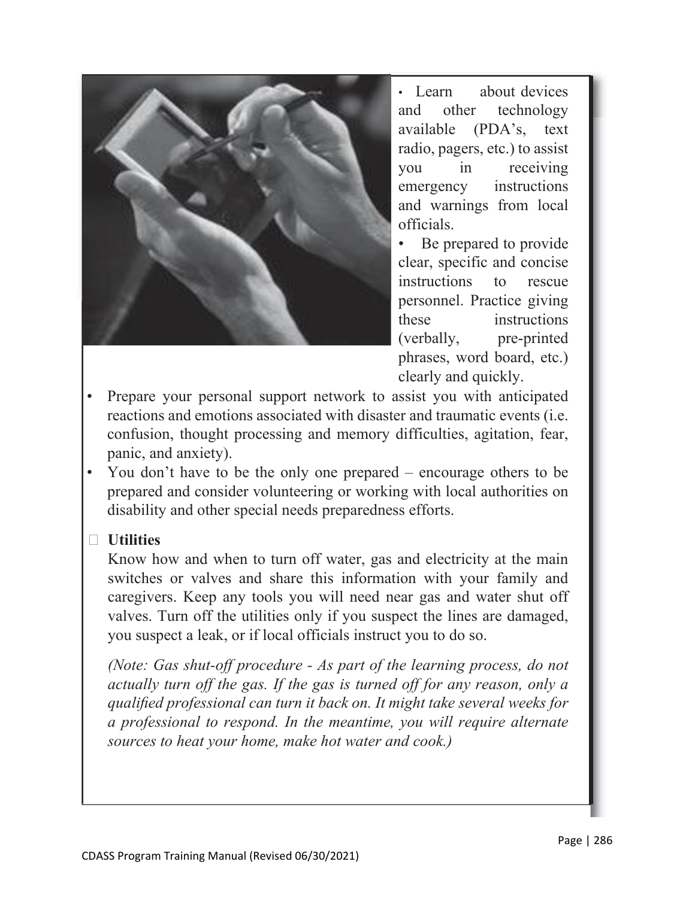- Learn about devices and other technology available (PDA's, text radio, pagers, etc.) to assist you in receiving emergency instructions and warnings from local officials.
- Be prepared to provide clear, specific and concise instructions to rescue personnel. Practice giving these instructions (verbally, pre-printed phrases, word board, etc.) clearly and quickly.
- Prepare your personal support network to assist you with anticipated reactions and emotions associated with disaster and traumatic events (i.e. confusion, thought processing and memory difficulties, agitation, fear, panic, and anxiety).
- You don't have to be the only one prepared – encourage others to be prepared and consider volunteering or working with local authorities on disability and other special needs preparedness efforts.

- **Utilities**

  Know how and when to turn off water, gas and electricity at the main switches or valves and share this information with your family and caregivers. Keep any tools you will need near gas and water shut off valves. Turn off the utilities only if you suspect the lines are damaged, you suspect a leak, or if local officials instruct you to do so.

  *(Note: Gas shut-off procedure - As part of the learning process, do not actually turn off the gas. If the gas is turned off for any reason, only a qualified professional can turn it back on. It might take several weeks for a professional to respond. In the meantime, you will require alternate sources to heat your home, make hot water and cook.)*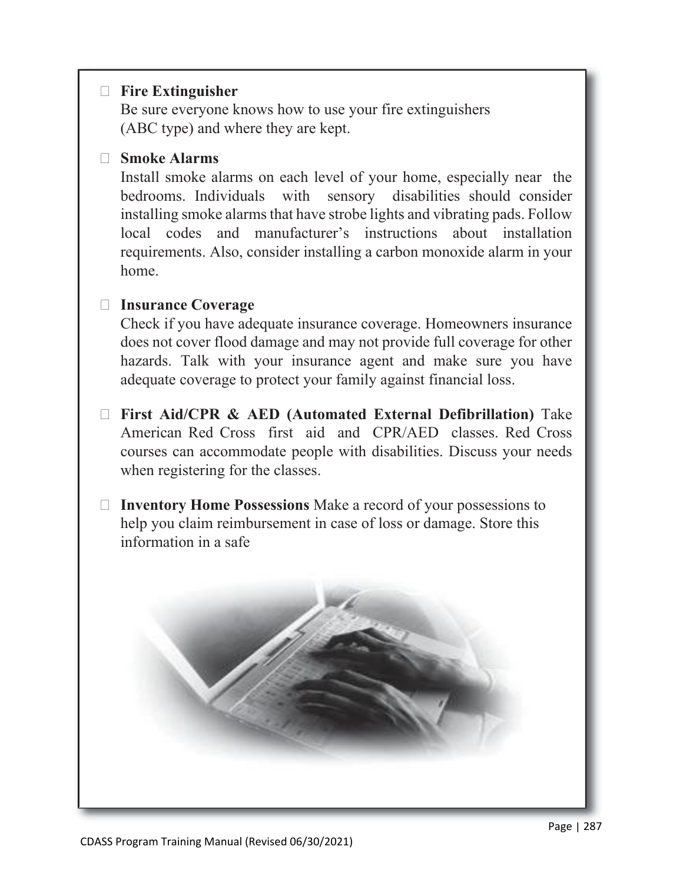- **Fire Extinguisher**
  Be sure everyone knows how to use your fire extinguishers (ABC type) and where they are kept.

- **Smoke Alarms**
  Install smoke alarms on each level of your home, especially near the bedrooms. Individuals with sensory disabilities should consider installing smoke alarms that have strobe lights and vibrating pads. Follow local codes and manufacturer's instructions about installation requirements. Also, consider installing a carbon monoxide alarm in your home.

- **Insurance Coverage**
  Check if you have adequate insurance coverage. Homeowners insurance does not cover flood damage and may not provide full coverage for other hazards. Talk with your insurance agent and make sure you have adequate coverage to protect your family against financial loss.

- **First Aid/CPR & AED (Automated External Defibrillation)** Take American Red Cross first aid and CPR/AED classes. Red Cross courses can accommodate people with disabilities. Discuss your needs when registering for the classes.

- **Inventory Home Possessions** Make a record of your possessions to help you claim reimbursement in case of loss or damage. Store this information in a safe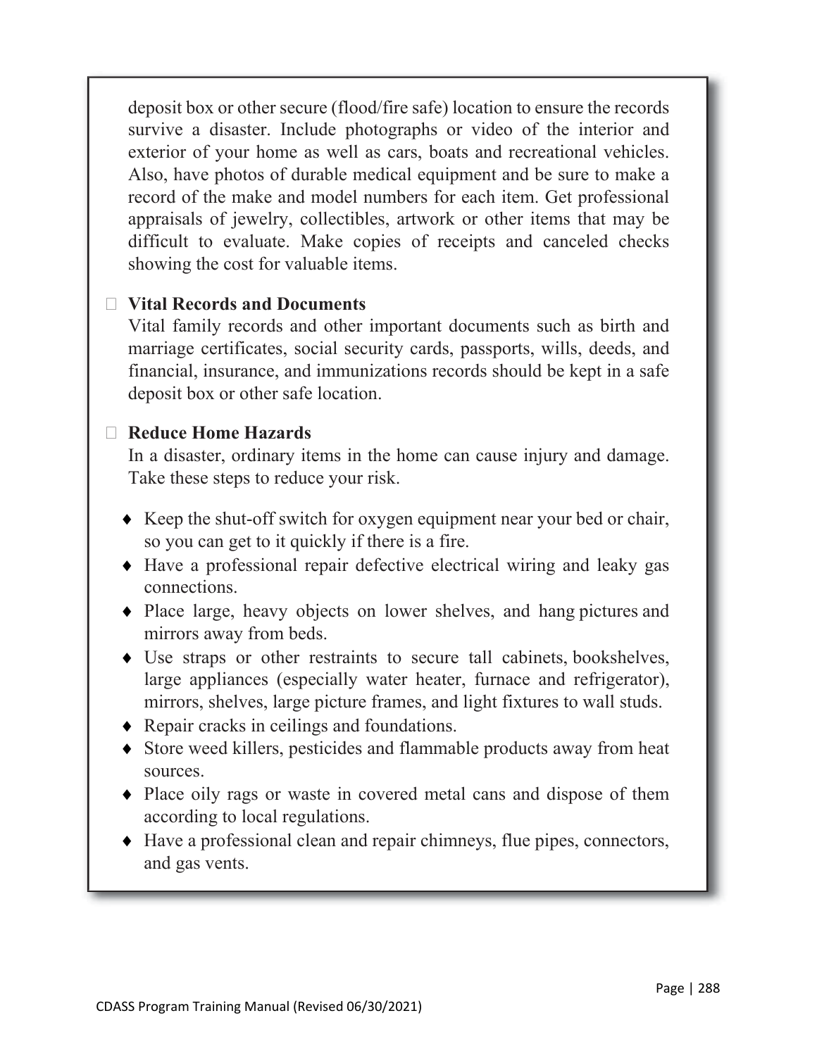deposit box or other secure (flood/fire safe) location to ensure the records survive a disaster. Include photographs or video of the interior and exterior of your home as well as cars, boats and recreational vehicles. Also, have photos of durable medical equipment and be sure to make a record of the make and model numbers for each item. Get professional appraisals of jewelry, collectibles, artwork or other items that may be difficult to evaluate. Make copies of receipts and canceled checks showing the cost for valuable items.

- **Vital Records and Documents**
  Vital family records and other important documents such as birth and marriage certificates, social security cards, passports, wills, deeds, and financial, insurance, and immunizations records should be kept in a safe deposit box or other safe location.

- **Reduce Home Hazards**
  In a disaster, ordinary items in the home can cause injury and damage. Take these steps to reduce your risk.

  - Keep the shut-off switch for oxygen equipment near your bed or chair, so you can get to it quickly if there is a fire.
  - Have a professional repair defective electrical wiring and leaky gas connections.
  - Place large, heavy objects on lower shelves, and hang pictures and mirrors away from beds.
  - Use straps or other restraints to secure tall cabinets, bookshelves, large appliances (especially water heater, furnace and refrigerator), mirrors, shelves, large picture frames, and light fixtures to wall studs.
  - Repair cracks in ceilings and foundations.
  - Store weed killers, pesticides and flammable products away from heat sources.
  - Place oily rags or waste in covered metal cans and dispose of them according to local regulations.
  - Have a professional clean and repair chimneys, flue pipes, connectors, and gas vents.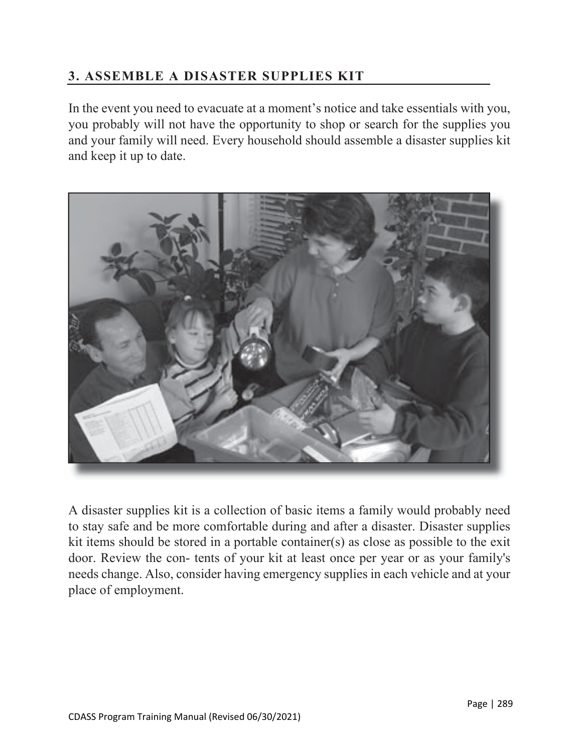## 3. ASSEMBLE A DISASTER SUPPLIES KIT

In the event you need to evacuate at a moment's notice and take essentials with you, you probably will not have the opportunity to shop or search for the supplies you and your family will need. Every household should assemble a disaster supplies kit and keep it up to date.

A disaster supplies kit is a collection of basic items a family would probably need to stay safe and be more comfortable during and after a disaster. Disaster supplies kit items should be stored in a portable container(s) as close as possible to the exit door. Review the con- tents of your kit at least once per year or as your family's needs change. Also, consider having emergency supplies in each vehicle and at your place of employment.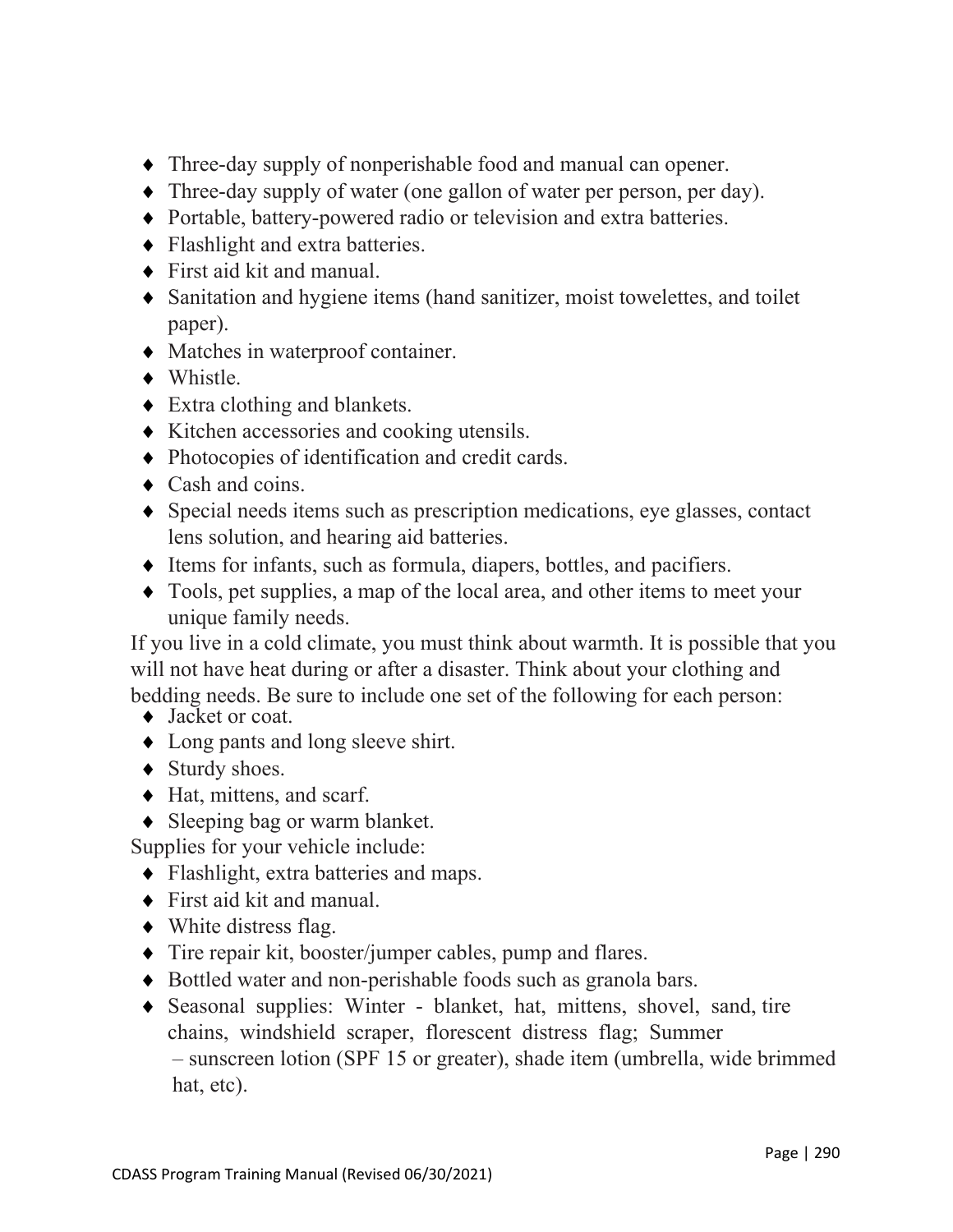- Three-day supply of nonperishable food and manual can opener.
- Three-day supply of water (one gallon of water per person, per day).
- Portable, battery-powered radio or television and extra batteries.
- Flashlight and extra batteries.
- First aid kit and manual.
- Sanitation and hygiene items (hand sanitizer, moist towelettes, and toilet paper).
- Matches in waterproof container.
- Whistle.
- Extra clothing and blankets.
- Kitchen accessories and cooking utensils.
- Photocopies of identification and credit cards.
- Cash and coins.
- Special needs items such as prescription medications, eye glasses, contact lens solution, and hearing aid batteries.
- Items for infants, such as formula, diapers, bottles, and pacifiers.
- Tools, pet supplies, a map of the local area, and other items to meet your unique family needs.

If you live in a cold climate, you must think about warmth. It is possible that you will not have heat during or after a disaster. Think about your clothing and bedding needs. Be sure to include one set of the following for each person:

- Jacket or coat.
- Long pants and long sleeve shirt.
- Sturdy shoes.
- Hat, mittens, and scarf.
- Sleeping bag or warm blanket.

Supplies for your vehicle include:

- Flashlight, extra batteries and maps.
- First aid kit and manual.
- White distress flag.
- Tire repair kit, booster/jumper cables, pump and flares.
- Bottled water and non-perishable foods such as granola bars.
- Seasonal supplies: Winter - blanket, hat, mittens, shovel, sand, tire chains, windshield scraper, florescent distress flag; Summer – sunscreen lotion (SPF 15 or greater), shade item (umbrella, wide brimmed hat, etc).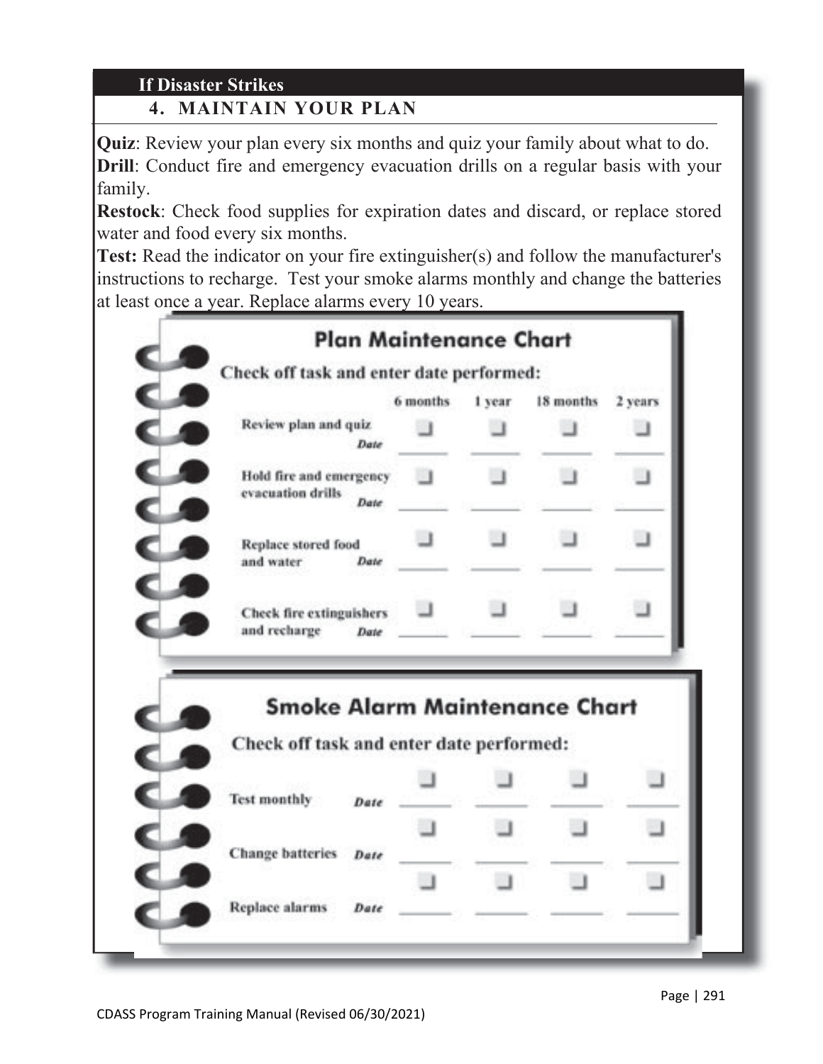## If Disaster Strikes

### 4. MAINTAIN YOUR PLAN

**Quiz**: Review your plan every six months and quiz your family about what to do.
**Drill**: Conduct fire and emergency evacuation drills on a regular basis with your family.
**Restock**: Check food supplies for expiration dates and discard, or replace stored water and food every six months.
**Test:** Read the indicator on your fire extinguisher(s) and follow the manufacturer's instructions to recharge. Test your smoke alarms monthly and change the batteries at least once a year. Replace alarms every 10 years.

### Plan Maintenance Chart

Check off task and enter date performed:

| | 6 months | 1 year | 18 months | 2 years |
|---|---|---|---|---|
| Review plan and quiz | ☐ | ☐ | ☐ | ☐ |
| *Date* | ______ | ______ | ______ | ______ |
| Hold fire and emergency evacuation drills | ☐ | ☐ | ☐ | ☐ |
| *Date* | ______ | ______ | ______ | ______ |
| Replace stored food and water | ☐ | ☐ | ☐ | ☐ |
| *Date* | ______ | ______ | ______ | ______ |
| Check fire extinguishers and recharge | ☐ | ☐ | ☐ | ☐ |
| *Date* | ______ | ______ | ______ | ______ |

### Smoke Alarm Maintenance Chart

Check off task and enter date performed:

| | | | | |
|---|---|---|---|---|
| | ☐ | ☐ | ☐ | ☐ |
| Test monthly *Date* | ______ | ______ | ______ | ______ |
| | ☐ | ☐ | ☐ | ☐ |
| Change batteries *Date* | ______ | ______ | ______ | ______ |
| | ☐ | ☐ | ☐ | ☐ |
| Replace alarms *Date* | ______ | ______ | ______ | ______ |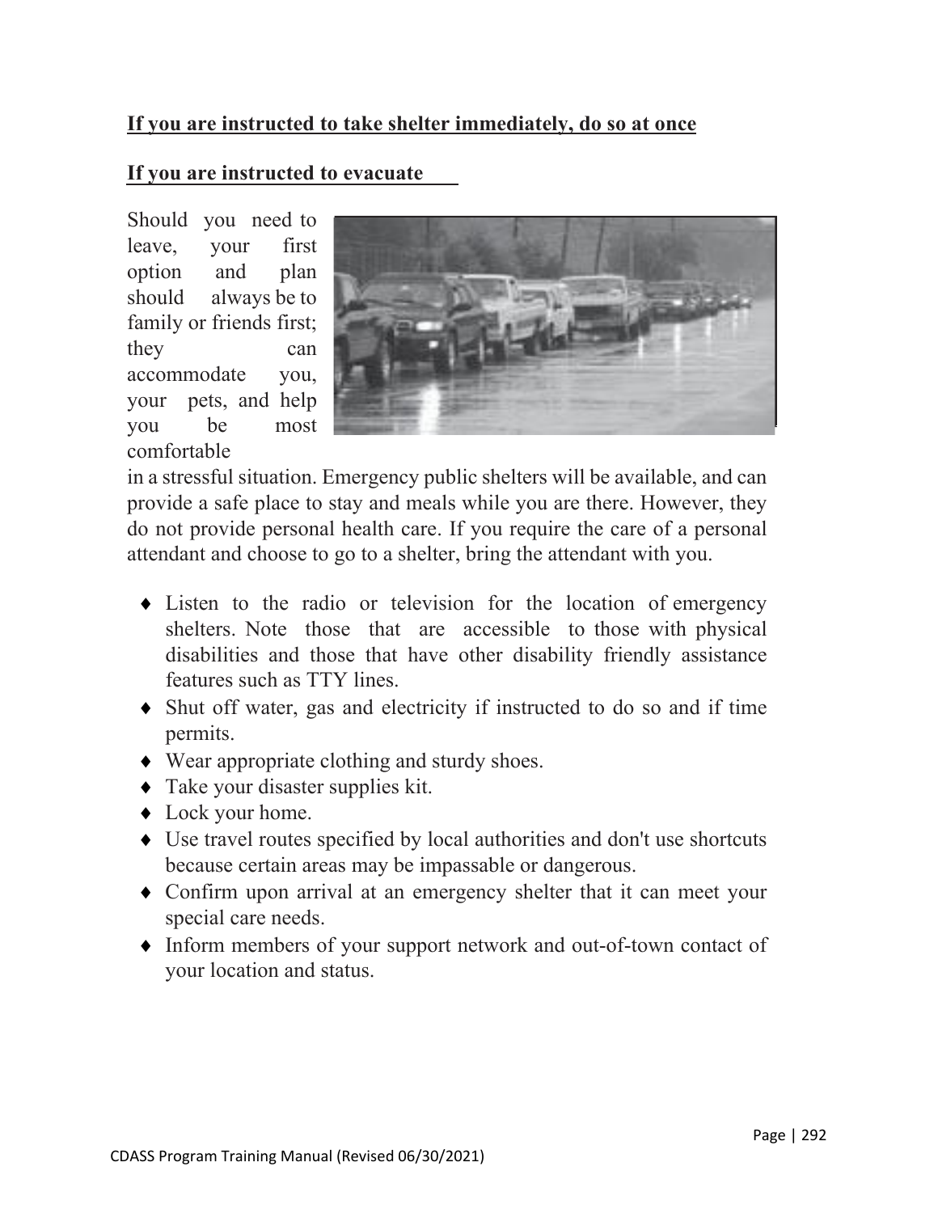**<u>If you are instructed to take shelter immediately, do so at once</u>**

**<u>If you are instructed to evacuate</u>**

Should you need to leave, your first option and plan should always be to family or friends first; they can accommodate you, your pets, and help you be most comfortable in a stressful situation. Emergency public shelters will be available, and can provide a safe place to stay and meals while you are there. However, they do not provide personal health care. If you require the care of a personal attendant and choose to go to a shelter, bring the attendant with you.

- Listen to the radio or television for the location of emergency shelters. Note those that are accessible to those with physical disabilities and those that have other disability friendly assistance features such as TTY lines.
- Shut off water, gas and electricity if instructed to do so and if time permits.
- Wear appropriate clothing and sturdy shoes.
- Take your disaster supplies kit.
- Lock your home.
- Use travel routes specified by local authorities and don't use shortcuts because certain areas may be impassable or dangerous.
- Confirm upon arrival at an emergency shelter that it can meet your special care needs.
- Inform members of your support network and out-of-town contact of your location and status.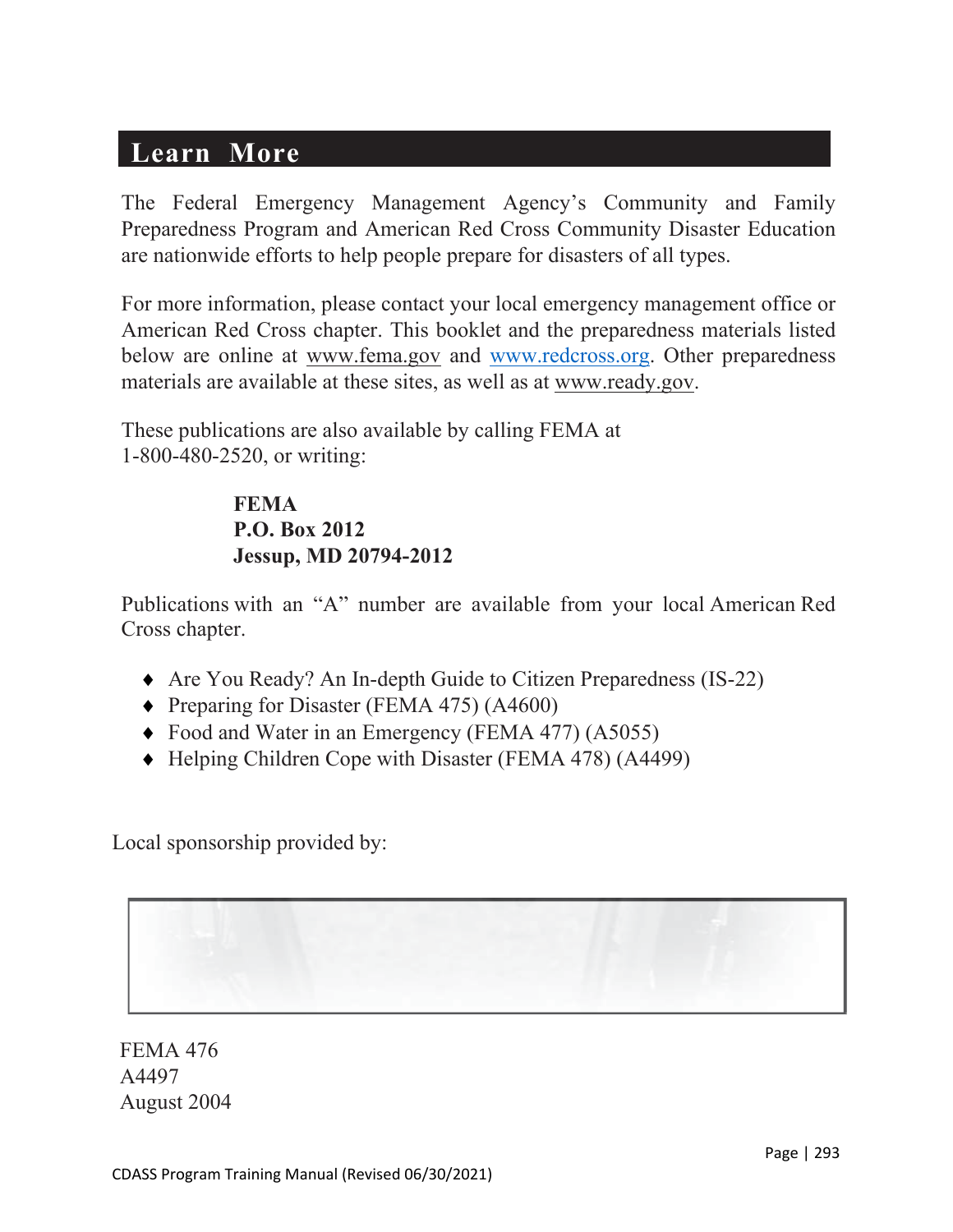## Learn More

The Federal Emergency Management Agency's Community and Family Preparedness Program and American Red Cross Community Disaster Education are nationwide efforts to help people prepare for disasters of all types.

For more information, please contact your local emergency management office or American Red Cross chapter. This booklet and the preparedness materials listed below are online at www.fema.gov and www.redcross.org. Other preparedness materials are available at these sites, as well as at www.ready.gov.

These publications are also available by calling FEMA at 1-800-480-2520, or writing:

**FEMA**
**P.O. Box 2012**
**Jessup, MD 20794-2012**

Publications with an "A" number are available from your local American Red Cross chapter.

- Are You Ready? An In-depth Guide to Citizen Preparedness (IS-22)
- Preparing for Disaster (FEMA 475) (A4600)
- Food and Water in an Emergency (FEMA 477) (A5055)
- Helping Children Cope with Disaster (FEMA 478) (A4499)

Local sponsorship provided by:

FEMA 476
A4497
August 2004